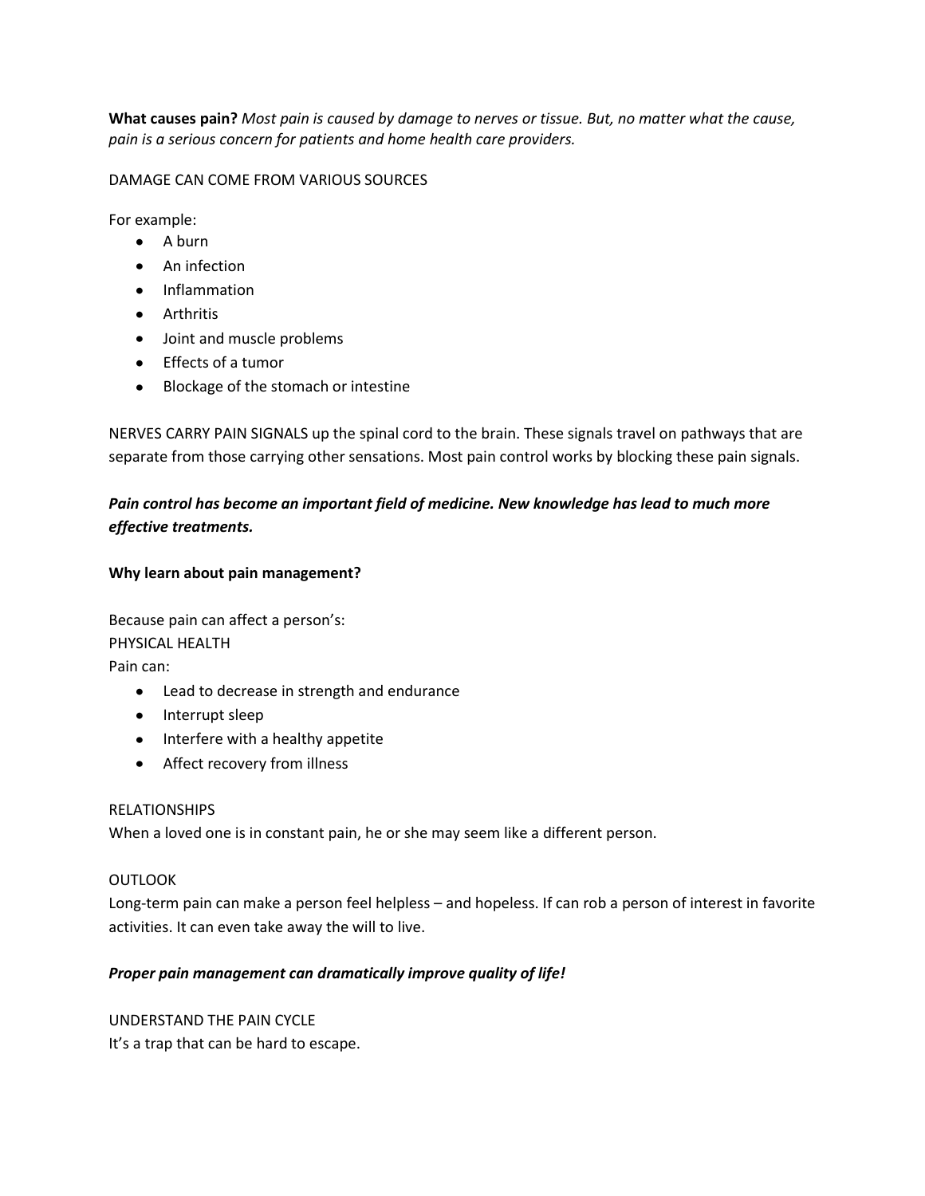**What causes pain?** *Most pain is caused by damage to nerves or tissue. But, no matter what the cause, pain is a serious concern for patients and home health care providers.*

DAMAGE CAN COME FROM VARIOUS SOURCES

For example:

- A burn
- An infection
- Inflammation
- Arthritis
- Joint and muscle problems
- Effects of a tumor
- Blockage of the stomach or intestine

NERVES CARRY PAIN SIGNALS up the spinal cord to the brain. These signals travel on pathways that are separate from those carrying other sensations. Most pain control works by blocking these pain signals.

***Pain control has become an important field of medicine. New knowledge has lead to much more effective treatments.***

**Why learn about pain management?**

Because pain can affect a person's:

PHYSICAL HEALTH

Pain can:

- Lead to decrease in strength and endurance
- Interrupt sleep
- Interfere with a healthy appetite
- Affect recovery from illness

RELATIONSHIPS

When a loved one is in constant pain, he or she may seem like a different person.

OUTLOOK

Long-term pain can make a person feel helpless – and hopeless. If can rob a person of interest in favorite activities. It can even take away the will to live.

***Proper pain management can dramatically improve quality of life!***

UNDERSTAND THE PAIN CYCLE

It's a trap that can be hard to escape.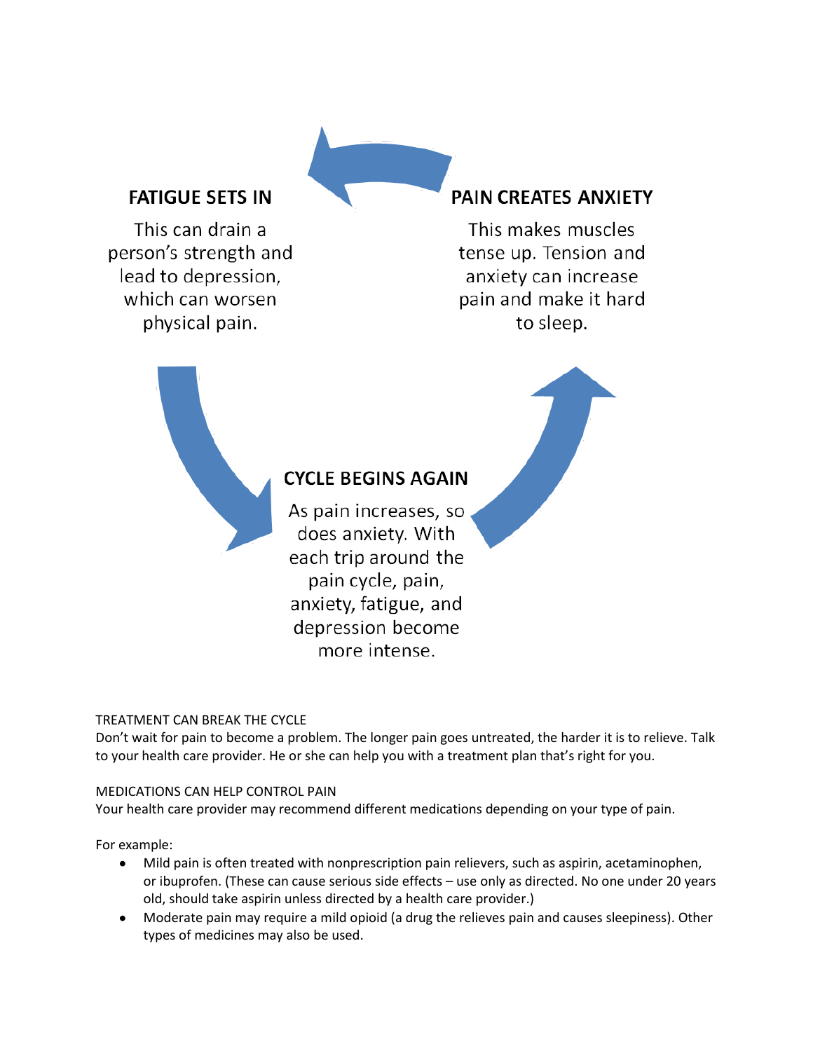**FATIGUE SETS IN**

This can drain a person's strength and lead to depression, which can worsen physical pain.

**PAIN CREATES ANXIETY**

This makes muscles tense up. Tension and anxiety can increase pain and make it hard to sleep.

**CYCLE BEGINS AGAIN**

As pain increases, so does anxiety. With each trip around the pain cycle, pain, anxiety, fatigue, and depression become more intense.

TREATMENT CAN BREAK THE CYCLE

Don't wait for pain to become a problem. The longer pain goes untreated, the harder it is to relieve. Talk to your health care provider. He or she can help you with a treatment plan that's right for you.

MEDICATIONS CAN HELP CONTROL PAIN

Your health care provider may recommend different medications depending on your type of pain.

For example:

- Mild pain is often treated with nonprescription pain relievers, such as aspirin, acetaminophen, or ibuprofen. (These can cause serious side effects – use only as directed. No one under 20 years old, should take aspirin unless directed by a health care provider.)
- Moderate pain may require a mild opioid (a drug the relieves pain and causes sleepiness). Other types of medicines may also be used.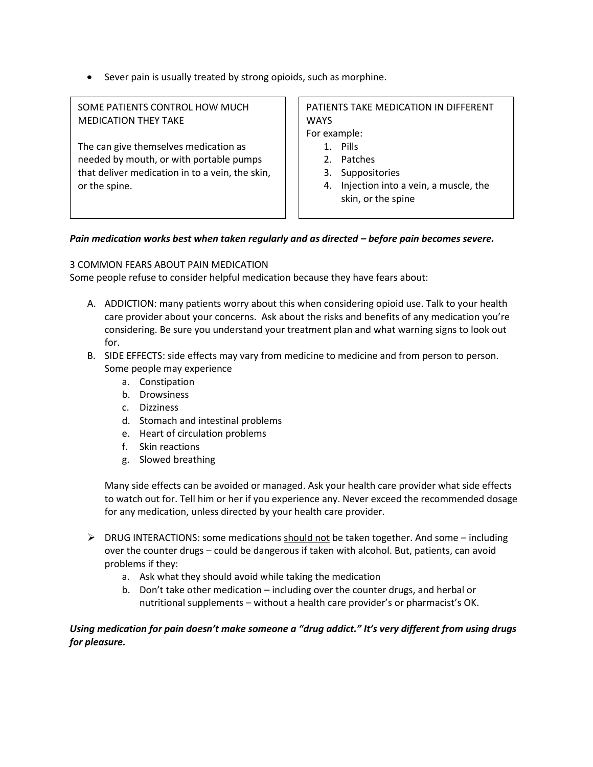- Sever pain is usually treated by strong opioids, such as morphine.

SOME PATIENTS CONTROL HOW MUCH MEDICATION THEY TAKE

The can give themselves medication as needed by mouth, or with portable pumps that deliver medication in to a vein, the skin, or the spine.

PATIENTS TAKE MEDICATION IN DIFFERENT WAYS

For example:

1. Pills
2. Patches
3. Suppositories
4. Injection into a vein, a muscle, the skin, or the spine

***Pain medication works best when taken regularly and as directed – before pain becomes severe.***

3 COMMON FEARS ABOUT PAIN MEDICATION

Some people refuse to consider helpful medication because they have fears about:

A. ADDICTION: many patients worry about this when considering opioid use. Talk to your health care provider about your concerns. Ask about the risks and benefits of any medication you're considering. Be sure you understand your treatment plan and what warning signs to look out for.
B. SIDE EFFECTS: side effects may vary from medicine to medicine and from person to person. Some people may experience
   a. Constipation
   b. Drowsiness
   c. Dizziness
   d. Stomach and intestinal problems
   e. Heart of circulation problems
   f. Skin reactions
   g. Slowed breathing

   Many side effects can be avoided or managed. Ask your health care provider what side effects to watch out for. Tell him or her if you experience any. Never exceed the recommended dosage for any medication, unless directed by your health care provider.

- DRUG INTERACTIONS: some medications <u>should not</u> be taken together. And some – including over the counter drugs – could be dangerous if taken with alcohol. But, patients, can avoid problems if they:
   a. Ask what they should avoid while taking the medication
   b. Don't take other medication – including over the counter drugs, and herbal or nutritional supplements – without a health care provider's or pharmacist's OK.

***Using medication for pain doesn't make someone a "drug addict." It's very different from using drugs for pleasure.***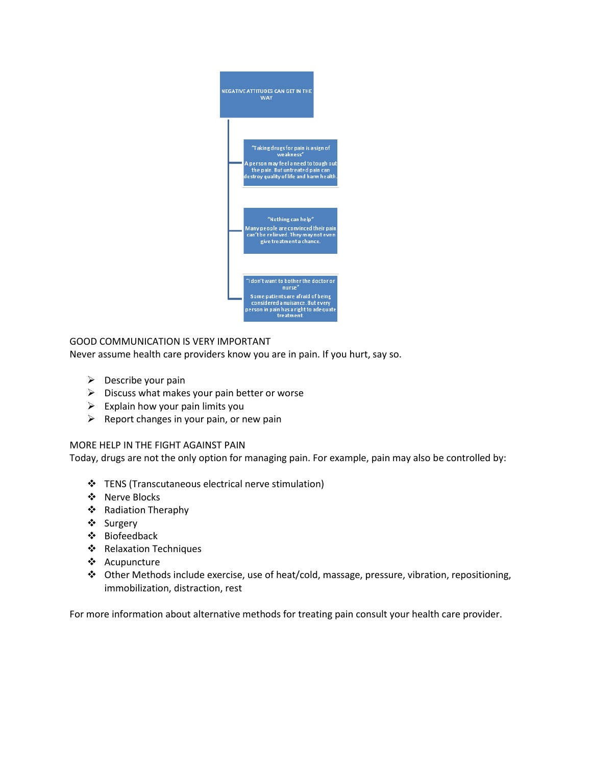NEGATIVE ATTITUDES CAN GET IN THE WAY

"Taking drugs for pain is a sign of weakness"
A person may feel a need to tough out the pain. But untreated pain can destroy quality of life and harm health.

"Nothing can help"
Many people are convinced their pain can't be relieved. They may not even give treatment a chance.

"I don't want to bother the doctor or nurse"
Some patients are afraid of being considered a nuisance. But every person in pain has a right to adequate treatment

GOOD COMMUNICATION IS VERY IMPORTANT
Never assume health care providers know you are in pain. If you hurt, say so.

- Describe your pain
- Discuss what makes your pain better or worse
- Explain how your pain limits you
- Report changes in your pain, or new pain

MORE HELP IN THE FIGHT AGAINST PAIN
Today, drugs are not the only option for managing pain. For example, pain may also be controlled by:

- TENS (Transcutaneous electrical nerve stimulation)
- Nerve Blocks
- Radiation Theraphy
- Surgery
- Biofeedback
- Relaxation Techniques
- Acupuncture
- Other Methods include exercise, use of heat/cold, massage, pressure, vibration, repositioning, immobilization, distraction, rest

For more information about alternative methods for treating pain consult your health care provider.